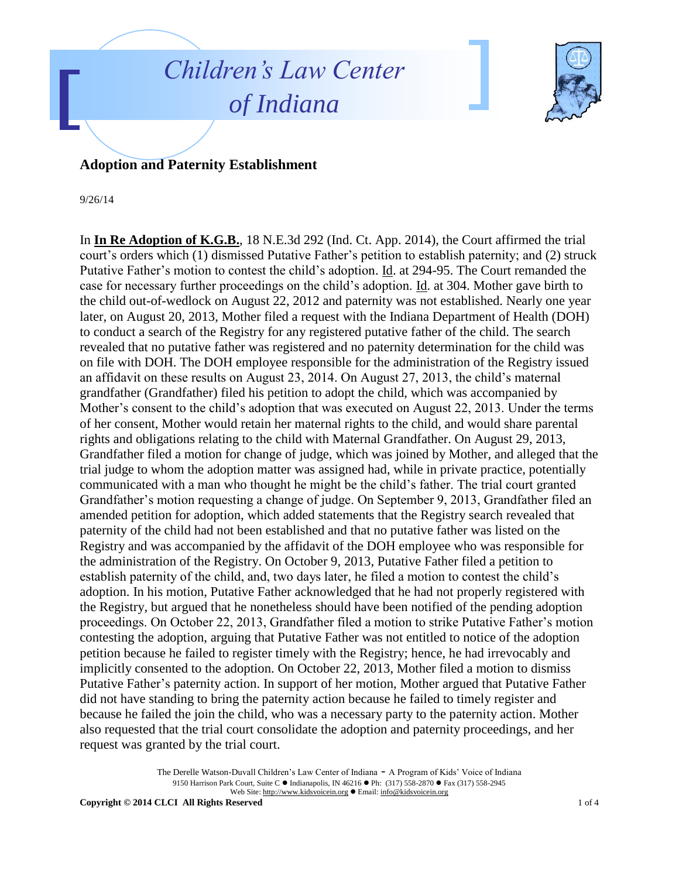# Children's Law Center of Indiana

## Adoption and Paternity Establishment

9/26/14

In **In Re Adoption of K.G.B.**, 18 N.E.3d 292 (Ind. Ct. App. 2014), the Court affirmed the trial court's orders which (1) dismissed Putative Father's petition to establish paternity; and (2) struck Putative Father's motion to contest the child's adoption. Id. at 294-95. The Court remanded the case for necessary further proceedings on the child's adoption. Id. at 304. Mother gave birth to the child out-of-wedlock on August 22, 2012 and paternity was not established. Nearly one year later, on August 20, 2013, Mother filed a request with the Indiana Department of Health (DOH) to conduct a search of the Registry for any registered putative father of the child. The search revealed that no putative father was registered and no paternity determination for the child was on file with DOH. The DOH employee responsible for the administration of the Registry issued an affidavit on these results on August 23, 2014. On August 27, 2013, the child's maternal grandfather (Grandfather) filed his petition to adopt the child, which was accompanied by Mother's consent to the child's adoption that was executed on August 22, 2013. Under the terms of her consent, Mother would retain her maternal rights to the child, and would share parental rights and obligations relating to the child with Maternal Grandfather. On August 29, 2013, Grandfather filed a motion for change of judge, which was joined by Mother, and alleged that the trial judge to whom the adoption matter was assigned had, while in private practice, potentially communicated with a man who thought he might be the child's father. The trial court granted Grandfather's motion requesting a change of judge. On September 9, 2013, Grandfather filed an amended petition for adoption, which added statements that the Registry search revealed that paternity of the child had not been established and that no putative father was listed on the Registry and was accompanied by the affidavit of the DOH employee who was responsible for the administration of the Registry. On October 9, 2013, Putative Father filed a petition to establish paternity of the child, and, two days later, he filed a motion to contest the child's adoption. In his motion, Putative Father acknowledged that he had not properly registered with the Registry, but argued that he nonetheless should have been notified of the pending adoption proceedings. On October 22, 2013, Grandfather filed a motion to strike Putative Father's motion contesting the adoption, arguing that Putative Father was not entitled to notice of the adoption petition because he failed to register timely with the Registry; hence, he had irrevocably and implicitly consented to the adoption. On October 22, 2013, Mother filed a motion to dismiss Putative Father's paternity action. In support of her motion, Mother argued that Putative Father did not have standing to bring the paternity action because he failed to timely register and because he failed the join the child, who was a necessary party to the paternity action. Mother also requested that the trial court consolidate the adoption and paternity proceedings, and her request was granted by the trial court.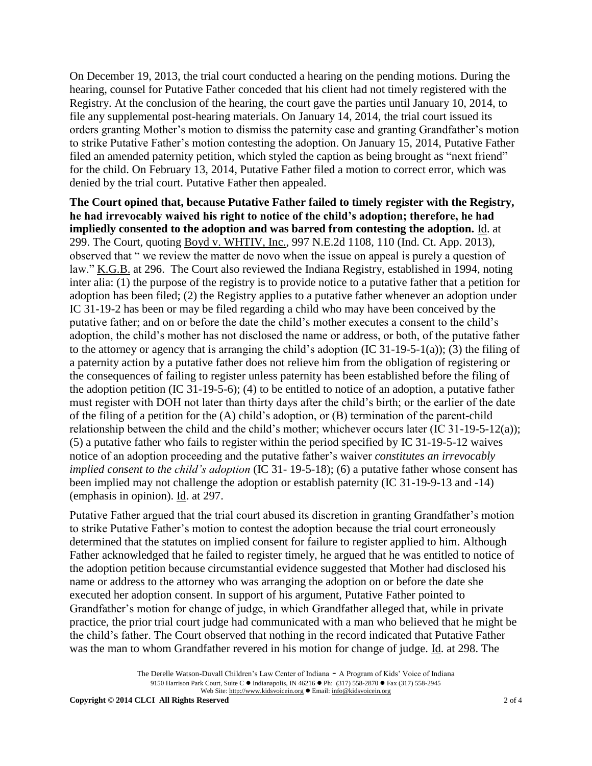On December 19, 2013, the trial court conducted a hearing on the pending motions. During the hearing, counsel for Putative Father conceded that his client had not timely registered with the Registry. At the conclusion of the hearing, the court gave the parties until January 10, 2014, to file any supplemental post-hearing materials. On January 14, 2014, the trial court issued its orders granting Mother's motion to dismiss the paternity case and granting Grandfather's motion to strike Putative Father's motion contesting the adoption. On January 15, 2014, Putative Father filed an amended paternity petition, which styled the caption as being brought as "next friend" for the child. On February 13, 2014, Putative Father filed a motion to correct error, which was denied by the trial court. Putative Father then appealed.

**The Court opined that, because Putative Father failed to timely register with the Registry, he had irrevocably waived his right to notice of the child's adoption; therefore, he had impliedly consented to the adoption and was barred from contesting the adoption.** Id. at 299. The Court, quoting Boyd v. WHTIV, Inc., 997 N.E.2d 1108, 110 (Ind. Ct. App. 2013), observed that " we review the matter de novo when the issue on appeal is purely a question of law." K.G.B. at 296. The Court also reviewed the Indiana Registry, established in 1994, noting inter alia: (1) the purpose of the registry is to provide notice to a putative father that a petition for adoption has been filed; (2) the Registry applies to a putative father whenever an adoption under IC 31-19-2 has been or may be filed regarding a child who may have been conceived by the putative father; and on or before the date the child's mother executes a consent to the child's adoption, the child's mother has not disclosed the name or address, or both, of the putative father to the attorney or agency that is arranging the child's adoption (IC 31-19-5-1(a)); (3) the filing of a paternity action by a putative father does not relieve him from the obligation of registering or the consequences of failing to register unless paternity has been established before the filing of the adoption petition (IC 31-19-5-6); (4) to be entitled to notice of an adoption, a putative father must register with DOH not later than thirty days after the child's birth; or the earlier of the date of the filing of a petition for the (A) child's adoption, or (B) termination of the parent-child relationship between the child and the child's mother; whichever occurs later (IC 31-19-5-12(a)); (5) a putative father who fails to register within the period specified by IC 31-19-5-12 waives notice of an adoption proceeding and the putative father's waiver *constitutes an irrevocably implied consent to the child's adoption* (IC 31- 19-5-18); (6) a putative father whose consent has been implied may not challenge the adoption or establish paternity (IC 31-19-9-13 and -14) (emphasis in opinion). Id. at 297.

Putative Father argued that the trial court abused its discretion in granting Grandfather's motion to strike Putative Father's motion to contest the adoption because the trial court erroneously determined that the statutes on implied consent for failure to register applied to him. Although Father acknowledged that he failed to register timely, he argued that he was entitled to notice of the adoption petition because circumstantial evidence suggested that Mother had disclosed his name or address to the attorney who was arranging the adoption on or before the date she executed her adoption consent. In support of his argument, Putative Father pointed to Grandfather's motion for change of judge, in which Grandfather alleged that, while in private practice, the prior trial court judge had communicated with a man who believed that he might be the child's father. The Court observed that nothing in the record indicated that Putative Father was the man to whom Grandfather revered in his motion for change of judge. Id. at 298. The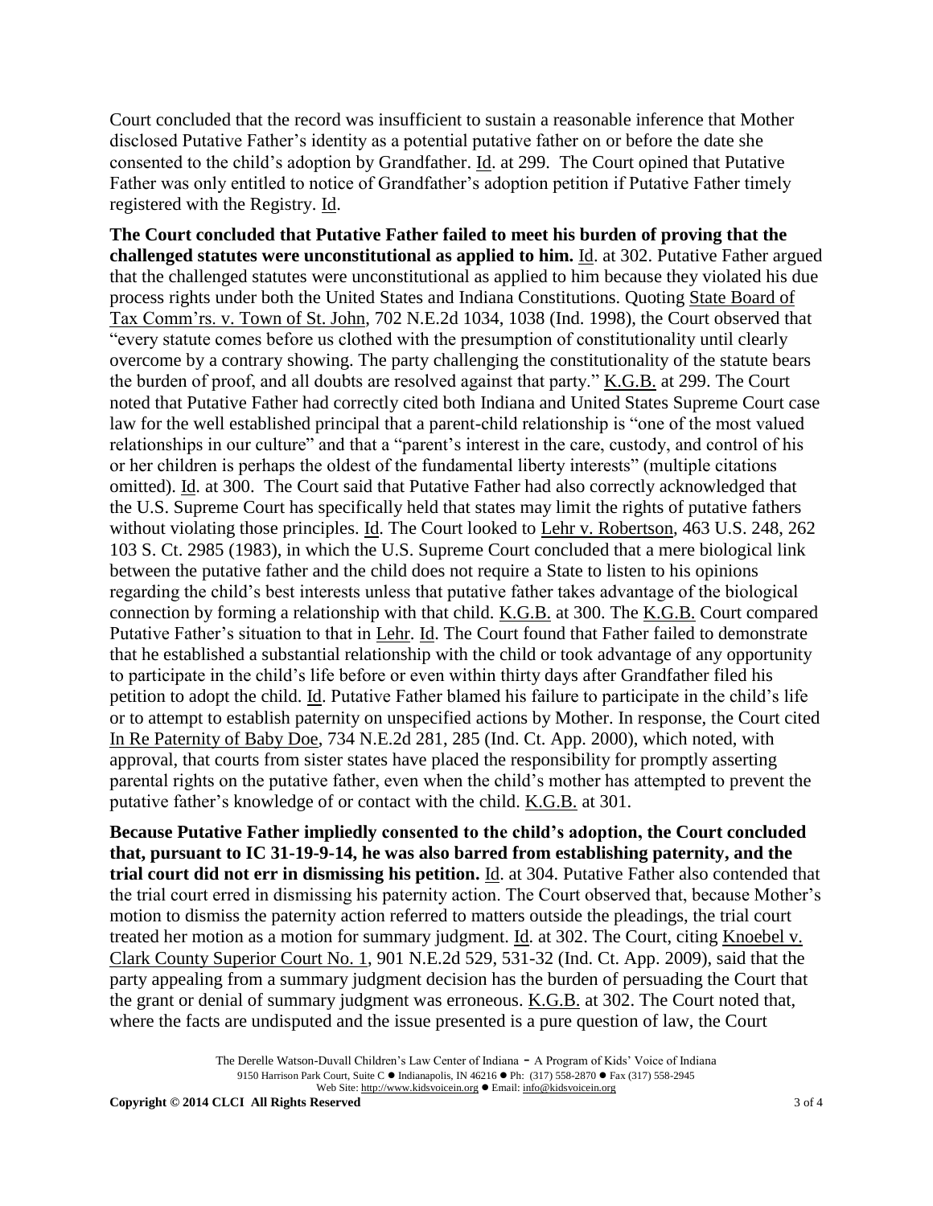Court concluded that the record was insufficient to sustain a reasonable inference that Mother disclosed Putative Father's identity as a potential putative father on or before the date she consented to the child's adoption by Grandfather. Id. at 299. The Court opined that Putative Father was only entitled to notice of Grandfather's adoption petition if Putative Father timely registered with the Registry. Id.

**The Court concluded that Putative Father failed to meet his burden of proving that the challenged statutes were unconstitutional as applied to him.** Id. at 302. Putative Father argued that the challenged statutes were unconstitutional as applied to him because they violated his due process rights under both the United States and Indiana Constitutions. Quoting State Board of Tax Comm'rs. v. Town of St. John, 702 N.E.2d 1034, 1038 (Ind. 1998), the Court observed that "every statute comes before us clothed with the presumption of constitutionality until clearly overcome by a contrary showing. The party challenging the constitutionality of the statute bears the burden of proof, and all doubts are resolved against that party." K.G.B. at 299. The Court noted that Putative Father had correctly cited both Indiana and United States Supreme Court case law for the well established principal that a parent-child relationship is "one of the most valued relationships in our culture" and that a "parent's interest in the care, custody, and control of his or her children is perhaps the oldest of the fundamental liberty interests" (multiple citations omitted). Id. at 300. The Court said that Putative Father had also correctly acknowledged that the U.S. Supreme Court has specifically held that states may limit the rights of putative fathers without violating those principles. Id. The Court looked to Lehr v. Robertson, 463 U.S. 248, 262 103 S. Ct. 2985 (1983), in which the U.S. Supreme Court concluded that a mere biological link between the putative father and the child does not require a State to listen to his opinions regarding the child's best interests unless that putative father takes advantage of the biological connection by forming a relationship with that child. K.G.B. at 300. The K.G.B. Court compared Putative Father's situation to that in Lehr. Id. The Court found that Father failed to demonstrate that he established a substantial relationship with the child or took advantage of any opportunity to participate in the child's life before or even within thirty days after Grandfather filed his petition to adopt the child. Id. Putative Father blamed his failure to participate in the child's life or to attempt to establish paternity on unspecified actions by Mother. In response, the Court cited In Re Paternity of Baby Doe, 734 N.E.2d 281, 285 (Ind. Ct. App. 2000), which noted, with approval, that courts from sister states have placed the responsibility for promptly asserting parental rights on the putative father, even when the child's mother has attempted to prevent the putative father's knowledge of or contact with the child. K.G.B. at 301.

**Because Putative Father impliedly consented to the child's adoption, the Court concluded that, pursuant to IC 31-19-9-14, he was also barred from establishing paternity, and the trial court did not err in dismissing his petition.** Id. at 304. Putative Father also contended that the trial court erred in dismissing his paternity action. The Court observed that, because Mother's motion to dismiss the paternity action referred to matters outside the pleadings, the trial court treated her motion as a motion for summary judgment. Id. at 302. The Court, citing Knoebel v. Clark County Superior Court No. 1, 901 N.E.2d 529, 531-32 (Ind. Ct. App. 2009), said that the party appealing from a summary judgment decision has the burden of persuading the Court that the grant or denial of summary judgment was erroneous. K.G.B. at 302. The Court noted that, where the facts are undisputed and the issue presented is a pure question of law, the Court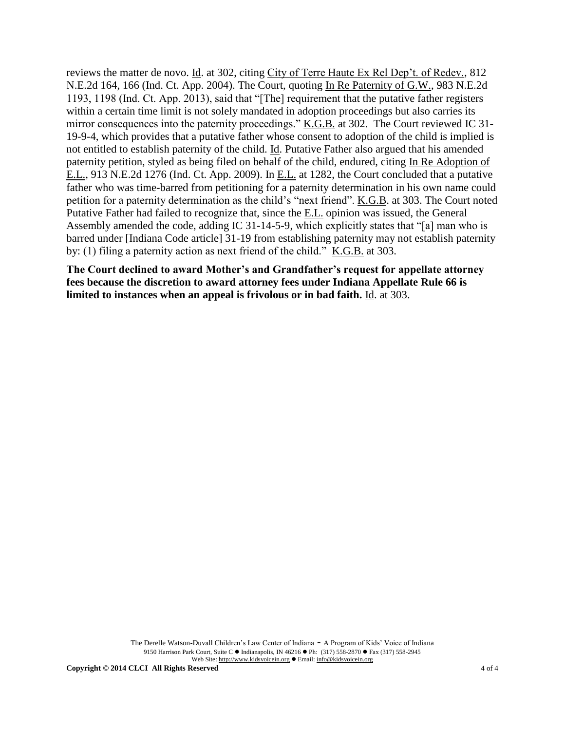reviews the matter de novo. Id. at 302, citing City of Terre Haute Ex Rel Dep't. of Redev., 812 N.E.2d 164, 166 (Ind. Ct. App. 2004). The Court, quoting In Re Paternity of G.W., 983 N.E.2d 1193, 1198 (Ind. Ct. App. 2013), said that "[The] requirement that the putative father registers within a certain time limit is not solely mandated in adoption proceedings but also carries its mirror consequences into the paternity proceedings." K.G.B. at 302. The Court reviewed IC 31-19-9-4, which provides that a putative father whose consent to adoption of the child is implied is not entitled to establish paternity of the child. Id. Putative Father also argued that his amended paternity petition, styled as being filed on behalf of the child, endured, citing In Re Adoption of E.L., 913 N.E.2d 1276 (Ind. Ct. App. 2009). In E.L. at 1282, the Court concluded that a putative father who was time-barred from petitioning for a paternity determination in his own name could petition for a paternity determination as the child's "next friend". K.G.B. at 303. The Court noted Putative Father had failed to recognize that, since the E.L. opinion was issued, the General Assembly amended the code, adding IC 31-14-5-9, which explicitly states that "[a] man who is barred under [Indiana Code article] 31-19 from establishing paternity may not establish paternity by: (1) filing a paternity action as next friend of the child." K.G.B. at 303.

**The Court declined to award Mother's and Grandfather's request for appellate attorney fees because the discretion to award attorney fees under Indiana Appellate Rule 66 is limited to instances when an appeal is frivolous or in bad faith.** Id. at 303.